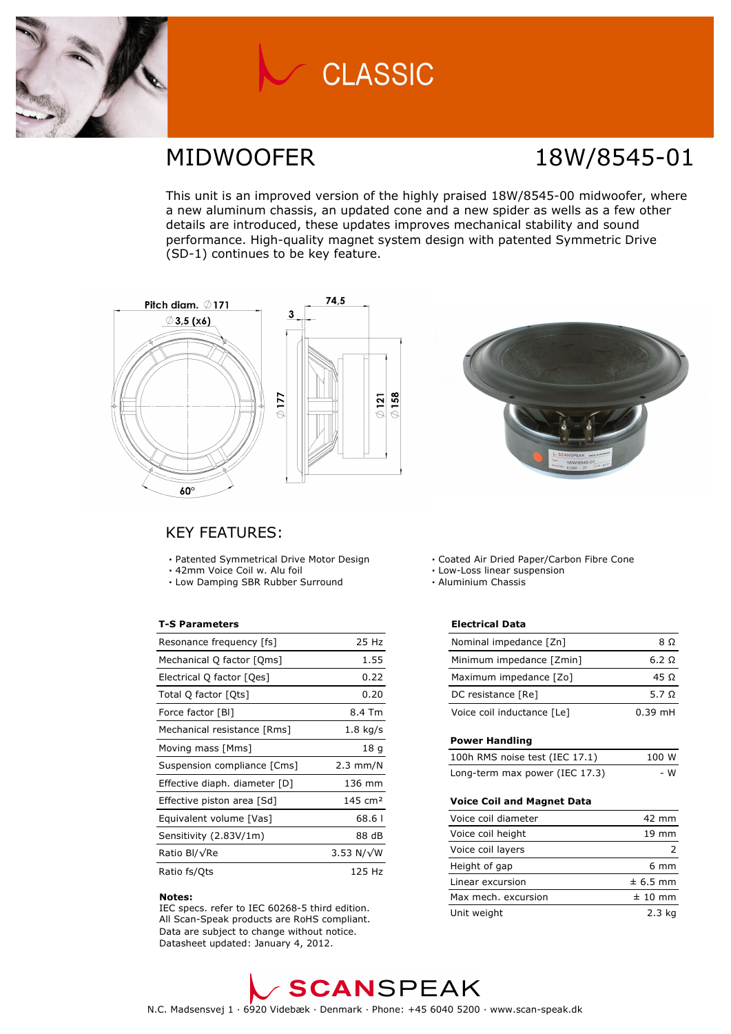CLASSIC

# MIDWOOFER 18W/8545-01

This unit is an improved version of the highly praised 18W/8545-00 midwoofer, where a new aluminum chassis, an updated cone and a new spider as wells as a few other details are introduced, these updates improves mechanical stability and sound performance. High-quality magnet system design with patented Symmetric Drive (SD-1) continues to be key feature.

## KEY FEATURES:

- Patented Symmetrical Drive Motor Design
- 42mm Voice Coil w. Alu foil
- Low Damping SBR Rubber Surround
- Coated Air Dried Paper/Carbon Fibre Cone
- Low-Loss linear suspension
- Aluminium Chassis

### T-S Parameters

| Parameter | Value |
|---|---|
| Resonance frequency [fs] | 25 Hz |
| Mechanical Q factor [Qms] | 1.55 |
| Electrical Q factor [Qes] | 0.22 |
| Total Q factor [Qts] | 0.20 |
| Force factor [Bl] | 8.4 Tm |
| Mechanical resistance [Rms] | 1.8 kg/s |
| Moving mass [Mms] | 18 g |
| Suspension compliance [Cms] | 2.3 mm/N |
| Effective diaph. diameter [D] | 136 mm |
| Effective piston area [Sd] | 145 cm² |
| Equivalent volume [Vas] | 68.6 l |
| Sensitivity (2.83V/1m) | 88 dB |
| Ratio Bl/√Re | 3.53 N/√W |
| Ratio fs/Qts | 125 Hz |

**Notes:**
IEC specs. refer to IEC 60268-5 third edition.
All Scan-Speak products are RoHS compliant.
Data are subject to change without notice.
Datasheet updated: January 4, 2012.

### Electrical Data

| Parameter | Value |
|---|---|
| Nominal impedance [Zn] | 8 Ω |
| Minimum impedance [Zmin] | 6.2 Ω |
| Maximum impedance [Zo] | 45 Ω |
| DC resistance [Re] | 5.7 Ω |
| Voice coil inductance [Le] | 0.39 mH |

### Power Handling

| Parameter | Value |
|---|---|
| 100h RMS noise test (IEC 17.1) | 100 W |
| Long-term max power (IEC 17.3) | - W |

### Voice Coil and Magnet Data

| Parameter | Value |
|---|---|
| Voice coil diameter | 42 mm |
| Voice coil height | 19 mm |
| Voice coil layers | 2 |
| Height of gap | 6 mm |
| Linear excursion | ± 6.5 mm |
| Max mech. excursion | ± 10 mm |
| Unit weight | 2.3 kg |

SCANSPEAK

N.C. Madsensvej 1 · 6920 Videbæk · Denmark · Phone: +45 6040 5200 · www.scan-speak.dk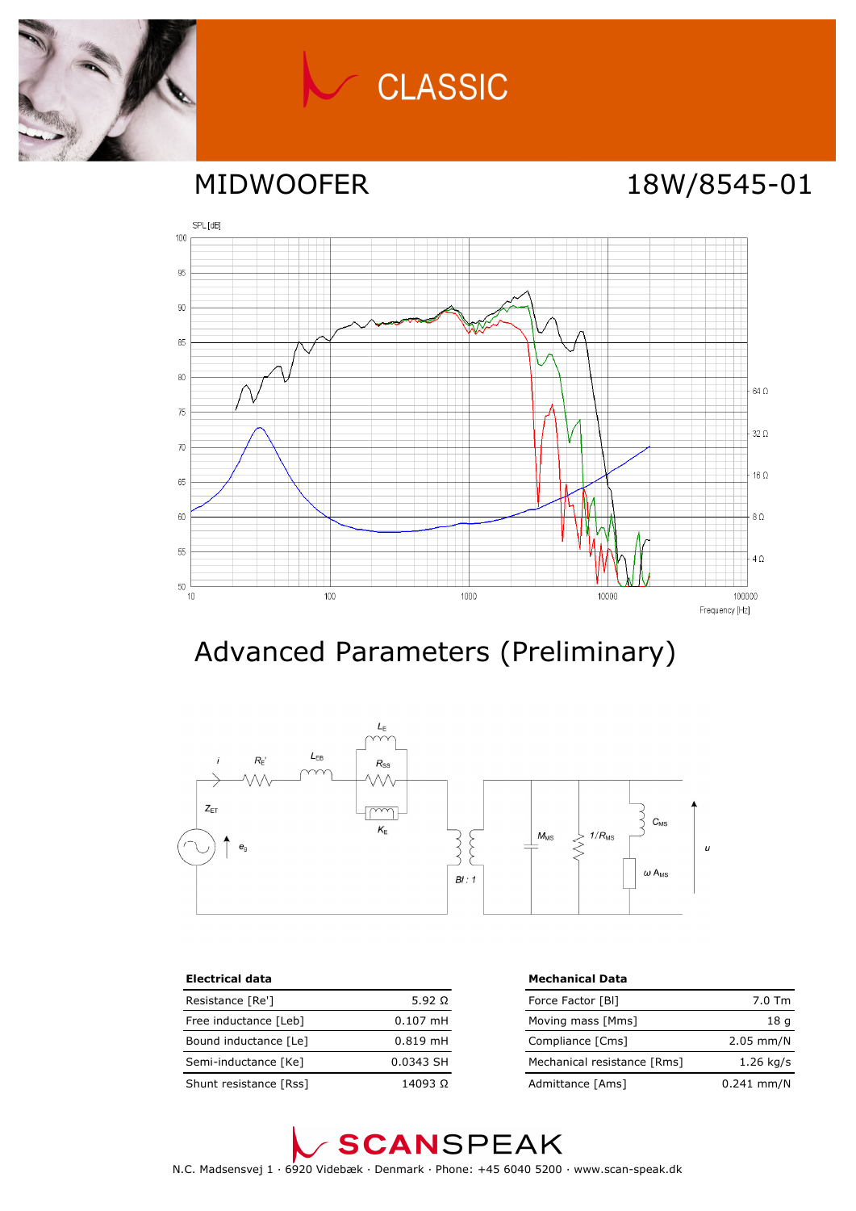CLASSIC

# MIDWOOFER

18W/8545-01

SPL [dB]

100
95
90
85
80
75
70
65
60
55
50

10
100
1000
10000
100000

Frequency [Hz]

64 Ω
32 Ω
16 Ω
8 Ω
4 Ω

## Advanced Parameters (Preliminary)

$i$
$R_E'$
$L_{EB}$
$L_E$
$R_{SS}$
$K_E$
$Z_{ET}$
$e_g$
$Bl : 1$
$M_{MS}$
$1/R_{MS}$
$C_{MS}$
$\omega A_{MS}$
$u$

**Electrical data**

| | |
|---|---|
| Resistance [Re'] | 5.92 Ω |
| Free inductance [Leb] | 0.107 mH |
| Bound inductance [Le] | 0.819 mH |
| Semi-inductance [Ke] | 0.0343 SH |
| Shunt resistance [Rss] | 14093 Ω |

**Mechanical Data**

| | |
|---|---|
| Force Factor [Bl] | 7.0 Tm |
| Moving mass [Mms] | 18 g |
| Compliance [Cms] | 2.05 mm/N |
| Mechanical resistance [Rms] | 1.26 kg/s |
| Admittance [Ams] | 0.241 mm/N |

SCANSPEAK

N.C. Madsensvej 1 · 6920 Videbæk · Denmark · Phone: +45 6040 5200 · www.scan-speak.dk